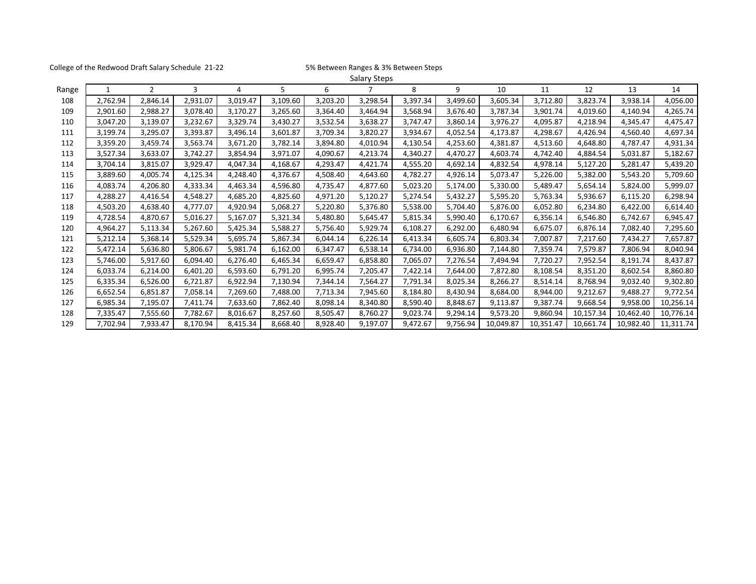College of the Redwood Draft Salary Schedule 21-22

5% Between Ranges & 3% Between Steps

| | Salary Steps | | | | | | | | | | | | | |
|---|---|---|---|---|---|---|---|---|---|---|---|---|---|---|
| Range | 1 | 2 | 3 | 4 | 5 | 6 | 7 | 8 | 9 | 10 | 11 | 12 | 13 | 14 |
| 108 | 2,762.94 | 2,846.14 | 2,931.07 | 3,019.47 | 3,109.60 | 3,203.20 | 3,298.54 | 3,397.34 | 3,499.60 | 3,605.34 | 3,712.80 | 3,823.74 | 3,938.14 | 4,056.00 |
| 109 | 2,901.60 | 2,988.27 | 3,078.40 | 3,170.27 | 3,265.60 | 3,364.40 | 3,464.94 | 3,568.94 | 3,676.40 | 3,787.34 | 3,901.74 | 4,019.60 | 4,140.94 | 4,265.74 |
| 110 | 3,047.20 | 3,139.07 | 3,232.67 | 3,329.74 | 3,430.27 | 3,532.54 | 3,638.27 | 3,747.47 | 3,860.14 | 3,976.27 | 4,095.87 | 4,218.94 | 4,345.47 | 4,475.47 |
| 111 | 3,199.74 | 3,295.07 | 3,393.87 | 3,496.14 | 3,601.87 | 3,709.34 | 3,820.27 | 3,934.67 | 4,052.54 | 4,173.87 | 4,298.67 | 4,426.94 | 4,560.40 | 4,697.34 |
| 112 | 3,359.20 | 3,459.74 | 3,563.74 | 3,671.20 | 3,782.14 | 3,894.80 | 4,010.94 | 4,130.54 | 4,253.60 | 4,381.87 | 4,513.60 | 4,648.80 | 4,787.47 | 4,931.34 |
| 113 | 3,527.34 | 3,633.07 | 3,742.27 | 3,854.94 | 3,971.07 | 4,090.67 | 4,213.74 | 4,340.27 | 4,470.27 | 4,603.74 | 4,742.40 | 4,884.54 | 5,031.87 | 5,182.67 |
| 114 | 3,704.14 | 3,815.07 | 3,929.47 | 4,047.34 | 4,168.67 | 4,293.47 | 4,421.74 | 4,555.20 | 4,692.14 | 4,832.54 | 4,978.14 | 5,127.20 | 5,281.47 | 5,439.20 |
| 115 | 3,889.60 | 4,005.74 | 4,125.34 | 4,248.40 | 4,376.67 | 4,508.40 | 4,643.60 | 4,782.27 | 4,926.14 | 5,073.47 | 5,226.00 | 5,382.00 | 5,543.20 | 5,709.60 |
| 116 | 4,083.74 | 4,206.80 | 4,333.34 | 4,463.34 | 4,596.80 | 4,735.47 | 4,877.60 | 5,023.20 | 5,174.00 | 5,330.00 | 5,489.47 | 5,654.14 | 5,824.00 | 5,999.07 |
| 117 | 4,288.27 | 4,416.54 | 4,548.27 | 4,685.20 | 4,825.60 | 4,971.20 | 5,120.27 | 5,274.54 | 5,432.27 | 5,595.20 | 5,763.34 | 5,936.67 | 6,115.20 | 6,298.94 |
| 118 | 4,503.20 | 4,638.40 | 4,777.07 | 4,920.94 | 5,068.27 | 5,220.80 | 5,376.80 | 5,538.00 | 5,704.40 | 5,876.00 | 6,052.80 | 6,234.80 | 6,422.00 | 6,614.40 |
| 119 | 4,728.54 | 4,870.67 | 5,016.27 | 5,167.07 | 5,321.34 | 5,480.80 | 5,645.47 | 5,815.34 | 5,990.40 | 6,170.67 | 6,356.14 | 6,546.80 | 6,742.67 | 6,945.47 |
| 120 | 4,964.27 | 5,113.34 | 5,267.60 | 5,425.34 | 5,588.27 | 5,756.40 | 5,929.74 | 6,108.27 | 6,292.00 | 6,480.94 | 6,675.07 | 6,876.14 | 7,082.40 | 7,295.60 |
| 121 | 5,212.14 | 5,368.14 | 5,529.34 | 5,695.74 | 5,867.34 | 6,044.14 | 6,226.14 | 6,413.34 | 6,605.74 | 6,803.34 | 7,007.87 | 7,217.60 | 7,434.27 | 7,657.87 |
| 122 | 5,472.14 | 5,636.80 | 5,806.67 | 5,981.74 | 6,162.00 | 6,347.47 | 6,538.14 | 6,734.00 | 6,936.80 | 7,144.80 | 7,359.74 | 7,579.87 | 7,806.94 | 8,040.94 |
| 123 | 5,746.00 | 5,917.60 | 6,094.40 | 6,276.40 | 6,465.34 | 6,659.47 | 6,858.80 | 7,065.07 | 7,276.54 | 7,494.94 | 7,720.27 | 7,952.54 | 8,191.74 | 8,437.87 |
| 124 | 6,033.74 | 6,214.00 | 6,401.20 | 6,593.60 | 6,791.20 | 6,995.74 | 7,205.47 | 7,422.14 | 7,644.00 | 7,872.80 | 8,108.54 | 8,351.20 | 8,602.54 | 8,860.80 |
| 125 | 6,335.34 | 6,526.00 | 6,721.87 | 6,922.94 | 7,130.94 | 7,344.14 | 7,564.27 | 7,791.34 | 8,025.34 | 8,266.27 | 8,514.14 | 8,768.94 | 9,032.40 | 9,302.80 |
| 126 | 6,652.54 | 6,851.87 | 7,058.14 | 7,269.60 | 7,488.00 | 7,713.34 | 7,945.60 | 8,184.80 | 8,430.94 | 8,684.00 | 8,944.00 | 9,212.67 | 9,488.27 | 9,772.54 |
| 127 | 6,985.34 | 7,195.07 | 7,411.74 | 7,633.60 | 7,862.40 | 8,098.14 | 8,340.80 | 8,590.40 | 8,848.67 | 9,113.87 | 9,387.74 | 9,668.54 | 9,958.00 | 10,256.14 |
| 128 | 7,335.47 | 7,555.60 | 7,782.67 | 8,016.67 | 8,257.60 | 8,505.47 | 8,760.27 | 9,023.74 | 9,294.14 | 9,573.20 | 9,860.94 | 10,157.34 | 10,462.40 | 10,776.14 |
| 129 | 7,702.94 | 7,933.47 | 8,170.94 | 8,415.34 | 8,668.40 | 8,928.40 | 9,197.07 | 9,472.67 | 9,756.94 | 10,049.87 | 10,351.47 | 10,661.74 | 10,982.40 | 11,311.74 |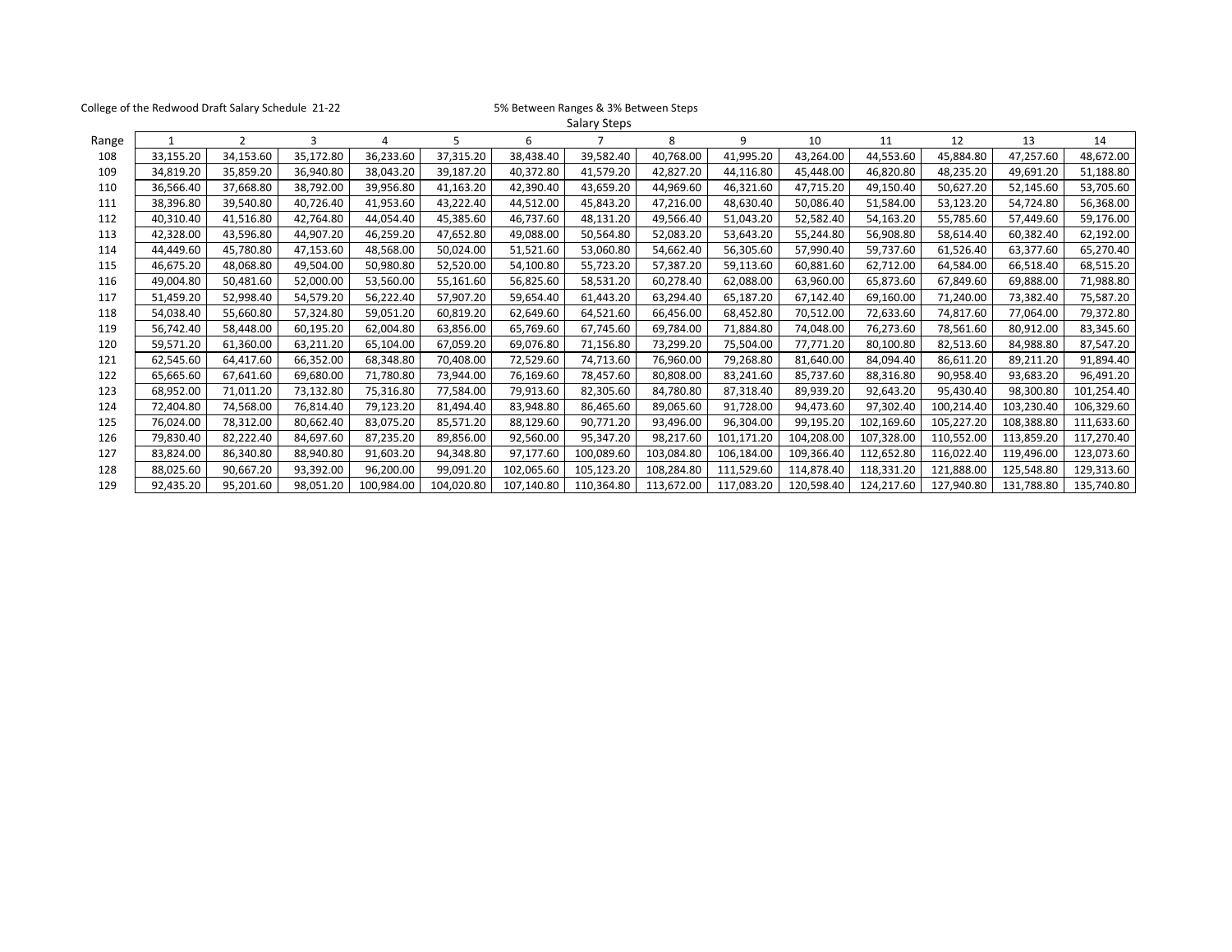College of the Redwood Draft Salary Schedule 21-22

5% Between Ranges & 3% Between Steps

| Range | Salary Steps | | | | | | | | | | | | | |
|---|---|---|---|---|---|---|---|---|---|---|---|---|---|---|
| | 1 | 2 | 3 | 4 | 5 | 6 | 7 | 8 | 9 | 10 | 11 | 12 | 13 | 14 |
| 108 | 33,155.20 | 34,153.60 | 35,172.80 | 36,233.60 | 37,315.20 | 38,438.40 | 39,582.40 | 40,768.00 | 41,995.20 | 43,264.00 | 44,553.60 | 45,884.80 | 47,257.60 | 48,672.00 |
| 109 | 34,819.20 | 35,859.20 | 36,940.80 | 38,043.20 | 39,187.20 | 40,372.80 | 41,579.20 | 42,827.20 | 44,116.80 | 45,448.00 | 46,820.80 | 48,235.20 | 49,691.20 | 51,188.80 |
| 110 | 36,566.40 | 37,668.80 | 38,792.00 | 39,956.80 | 41,163.20 | 42,390.40 | 43,659.20 | 44,969.60 | 46,321.60 | 47,715.20 | 49,150.40 | 50,627.20 | 52,145.60 | 53,705.60 |
| 111 | 38,396.80 | 39,540.80 | 40,726.40 | 41,953.60 | 43,222.40 | 44,512.00 | 45,843.20 | 47,216.00 | 48,630.40 | 50,086.40 | 51,584.00 | 53,123.20 | 54,724.80 | 56,368.00 |
| 112 | 40,310.40 | 41,516.80 | 42,764.80 | 44,054.40 | 45,385.60 | 46,737.60 | 48,131.20 | 49,566.40 | 51,043.20 | 52,582.40 | 54,163.20 | 55,785.60 | 57,449.60 | 59,176.00 |
| 113 | 42,328.00 | 43,596.80 | 44,907.20 | 46,259.20 | 47,652.80 | 49,088.00 | 50,564.80 | 52,083.20 | 53,643.20 | 55,244.80 | 56,908.80 | 58,614.40 | 60,382.40 | 62,192.00 |
| 114 | 44,449.60 | 45,780.80 | 47,153.60 | 48,568.00 | 50,024.00 | 51,521.60 | 53,060.80 | 54,662.40 | 56,305.60 | 57,990.40 | 59,737.60 | 61,526.40 | 63,377.60 | 65,270.40 |
| 115 | 46,675.20 | 48,068.80 | 49,504.00 | 50,980.80 | 52,520.00 | 54,100.80 | 55,723.20 | 57,387.20 | 59,113.60 | 60,881.60 | 62,712.00 | 64,584.00 | 66,518.40 | 68,515.20 |
| 116 | 49,004.80 | 50,481.60 | 52,000.00 | 53,560.00 | 55,161.60 | 56,825.60 | 58,531.20 | 60,278.40 | 62,088.00 | 63,960.00 | 65,873.60 | 67,849.60 | 69,888.00 | 71,988.80 |
| 117 | 51,459.20 | 52,998.40 | 54,579.20 | 56,222.40 | 57,907.20 | 59,654.40 | 61,443.20 | 63,294.40 | 65,187.20 | 67,142.40 | 69,160.00 | 71,240.00 | 73,382.40 | 75,587.20 |
| 118 | 54,038.40 | 55,660.80 | 57,324.80 | 59,051.20 | 60,819.20 | 62,649.60 | 64,521.60 | 66,456.00 | 68,452.80 | 70,512.00 | 72,633.60 | 74,817.60 | 77,064.00 | 79,372.80 |
| 119 | 56,742.40 | 58,448.00 | 60,195.20 | 62,004.80 | 63,856.00 | 65,769.60 | 67,745.60 | 69,784.00 | 71,884.80 | 74,048.00 | 76,273.60 | 78,561.60 | 80,912.00 | 83,345.60 |
| 120 | 59,571.20 | 61,360.00 | 63,211.20 | 65,104.00 | 67,059.20 | 69,076.80 | 71,156.80 | 73,299.20 | 75,504.00 | 77,771.20 | 80,100.80 | 82,513.60 | 84,988.80 | 87,547.20 |
| 121 | 62,545.60 | 64,417.60 | 66,352.00 | 68,348.80 | 70,408.00 | 72,529.60 | 74,713.60 | 76,960.00 | 79,268.80 | 81,640.00 | 84,094.40 | 86,611.20 | 89,211.20 | 91,894.40 |
| 122 | 65,665.60 | 67,641.60 | 69,680.00 | 71,780.80 | 73,944.00 | 76,169.60 | 78,457.60 | 80,808.00 | 83,241.60 | 85,737.60 | 88,316.80 | 90,958.40 | 93,683.20 | 96,491.20 |
| 123 | 68,952.00 | 71,011.20 | 73,132.80 | 75,316.80 | 77,584.00 | 79,913.60 | 82,305.60 | 84,780.80 | 87,318.40 | 89,939.20 | 92,643.20 | 95,430.40 | 98,300.80 | 101,254.40 |
| 124 | 72,404.80 | 74,568.00 | 76,814.40 | 79,123.20 | 81,494.40 | 83,948.80 | 86,465.60 | 89,065.60 | 91,728.00 | 94,473.60 | 97,302.40 | 100,214.40 | 103,230.40 | 106,329.60 |
| 125 | 76,024.00 | 78,312.00 | 80,662.40 | 83,075.20 | 85,571.20 | 88,129.60 | 90,771.20 | 93,496.00 | 96,304.00 | 99,195.20 | 102,169.60 | 105,227.20 | 108,388.80 | 111,633.60 |
| 126 | 79,830.40 | 82,222.40 | 84,697.60 | 87,235.20 | 89,856.00 | 92,560.00 | 95,347.20 | 98,217.60 | 101,171.20 | 104,208.00 | 107,328.00 | 110,552.00 | 113,859.20 | 117,270.40 |
| 127 | 83,824.00 | 86,340.80 | 88,940.80 | 91,603.20 | 94,348.80 | 97,177.60 | 100,089.60 | 103,084.80 | 106,184.00 | 109,366.40 | 112,652.80 | 116,022.40 | 119,496.00 | 123,073.60 |
| 128 | 88,025.60 | 90,667.20 | 93,392.00 | 96,200.00 | 99,091.20 | 102,065.60 | 105,123.20 | 108,284.80 | 111,529.60 | 114,878.40 | 118,331.20 | 121,888.00 | 125,548.80 | 129,313.60 |
| 129 | 92,435.20 | 95,201.60 | 98,051.20 | 100,984.00 | 104,020.80 | 107,140.80 | 110,364.80 | 113,672.00 | 117,083.20 | 120,598.40 | 124,217.60 | 127,940.80 | 131,788.80 | 135,740.80 |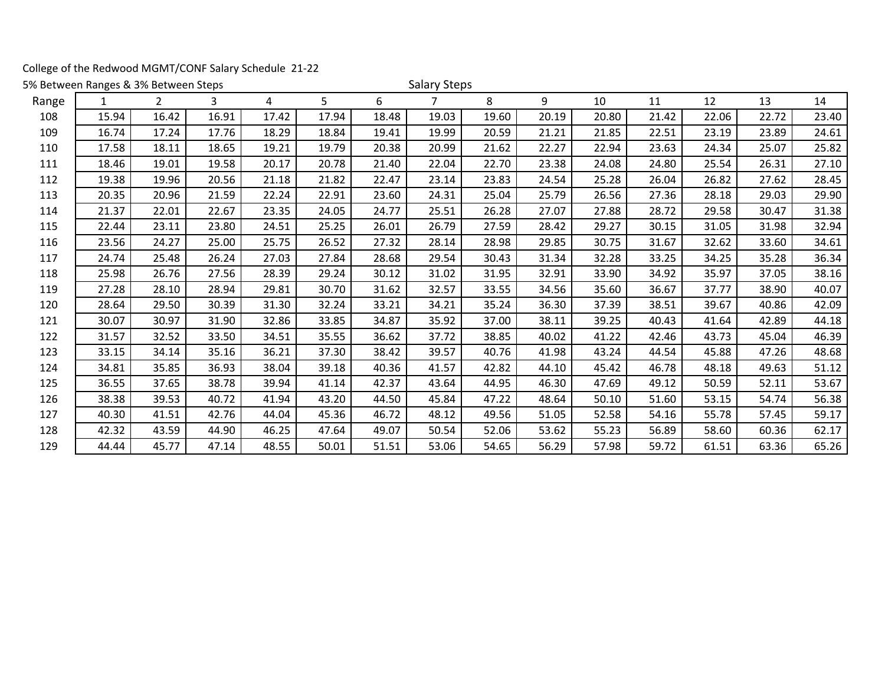College of the Redwood MGMT/CONF Salary Schedule 21-22

5% Between Ranges & 3% Between Steps

Salary Steps

| Range | 1 | 2 | 3 | 4 | 5 | 6 | 7 | 8 | 9 | 10 | 11 | 12 | 13 | 14 |
|---|---|---|---|---|---|---|---|---|---|---|---|---|---|---|
| 108 | 15.94 | 16.42 | 16.91 | 17.42 | 17.94 | 18.48 | 19.03 | 19.60 | 20.19 | 20.80 | 21.42 | 22.06 | 22.72 | 23.40 |
| 109 | 16.74 | 17.24 | 17.76 | 18.29 | 18.84 | 19.41 | 19.99 | 20.59 | 21.21 | 21.85 | 22.51 | 23.19 | 23.89 | 24.61 |
| 110 | 17.58 | 18.11 | 18.65 | 19.21 | 19.79 | 20.38 | 20.99 | 21.62 | 22.27 | 22.94 | 23.63 | 24.34 | 25.07 | 25.82 |
| 111 | 18.46 | 19.01 | 19.58 | 20.17 | 20.78 | 21.40 | 22.04 | 22.70 | 23.38 | 24.08 | 24.80 | 25.54 | 26.31 | 27.10 |
| 112 | 19.38 | 19.96 | 20.56 | 21.18 | 21.82 | 22.47 | 23.14 | 23.83 | 24.54 | 25.28 | 26.04 | 26.82 | 27.62 | 28.45 |
| 113 | 20.35 | 20.96 | 21.59 | 22.24 | 22.91 | 23.60 | 24.31 | 25.04 | 25.79 | 26.56 | 27.36 | 28.18 | 29.03 | 29.90 |
| 114 | 21.37 | 22.01 | 22.67 | 23.35 | 24.05 | 24.77 | 25.51 | 26.28 | 27.07 | 27.88 | 28.72 | 29.58 | 30.47 | 31.38 |
| 115 | 22.44 | 23.11 | 23.80 | 24.51 | 25.25 | 26.01 | 26.79 | 27.59 | 28.42 | 29.27 | 30.15 | 31.05 | 31.98 | 32.94 |
| 116 | 23.56 | 24.27 | 25.00 | 25.75 | 26.52 | 27.32 | 28.14 | 28.98 | 29.85 | 30.75 | 31.67 | 32.62 | 33.60 | 34.61 |
| 117 | 24.74 | 25.48 | 26.24 | 27.03 | 27.84 | 28.68 | 29.54 | 30.43 | 31.34 | 32.28 | 33.25 | 34.25 | 35.28 | 36.34 |
| 118 | 25.98 | 26.76 | 27.56 | 28.39 | 29.24 | 30.12 | 31.02 | 31.95 | 32.91 | 33.90 | 34.92 | 35.97 | 37.05 | 38.16 |
| 119 | 27.28 | 28.10 | 28.94 | 29.81 | 30.70 | 31.62 | 32.57 | 33.55 | 34.56 | 35.60 | 36.67 | 37.77 | 38.90 | 40.07 |
| 120 | 28.64 | 29.50 | 30.39 | 31.30 | 32.24 | 33.21 | 34.21 | 35.24 | 36.30 | 37.39 | 38.51 | 39.67 | 40.86 | 42.09 |
| 121 | 30.07 | 30.97 | 31.90 | 32.86 | 33.85 | 34.87 | 35.92 | 37.00 | 38.11 | 39.25 | 40.43 | 41.64 | 42.89 | 44.18 |
| 122 | 31.57 | 32.52 | 33.50 | 34.51 | 35.55 | 36.62 | 37.72 | 38.85 | 40.02 | 41.22 | 42.46 | 43.73 | 45.04 | 46.39 |
| 123 | 33.15 | 34.14 | 35.16 | 36.21 | 37.30 | 38.42 | 39.57 | 40.76 | 41.98 | 43.24 | 44.54 | 45.88 | 47.26 | 48.68 |
| 124 | 34.81 | 35.85 | 36.93 | 38.04 | 39.18 | 40.36 | 41.57 | 42.82 | 44.10 | 45.42 | 46.78 | 48.18 | 49.63 | 51.12 |
| 125 | 36.55 | 37.65 | 38.78 | 39.94 | 41.14 | 42.37 | 43.64 | 44.95 | 46.30 | 47.69 | 49.12 | 50.59 | 52.11 | 53.67 |
| 126 | 38.38 | 39.53 | 40.72 | 41.94 | 43.20 | 44.50 | 45.84 | 47.22 | 48.64 | 50.10 | 51.60 | 53.15 | 54.74 | 56.38 |
| 127 | 40.30 | 41.51 | 42.76 | 44.04 | 45.36 | 46.72 | 48.12 | 49.56 | 51.05 | 52.58 | 54.16 | 55.78 | 57.45 | 59.17 |
| 128 | 42.32 | 43.59 | 44.90 | 46.25 | 47.64 | 49.07 | 50.54 | 52.06 | 53.62 | 55.23 | 56.89 | 58.60 | 60.36 | 62.17 |
| 129 | 44.44 | 45.77 | 47.14 | 48.55 | 50.01 | 51.51 | 53.06 | 54.65 | 56.29 | 57.98 | 59.72 | 61.51 | 63.36 | 65.26 |